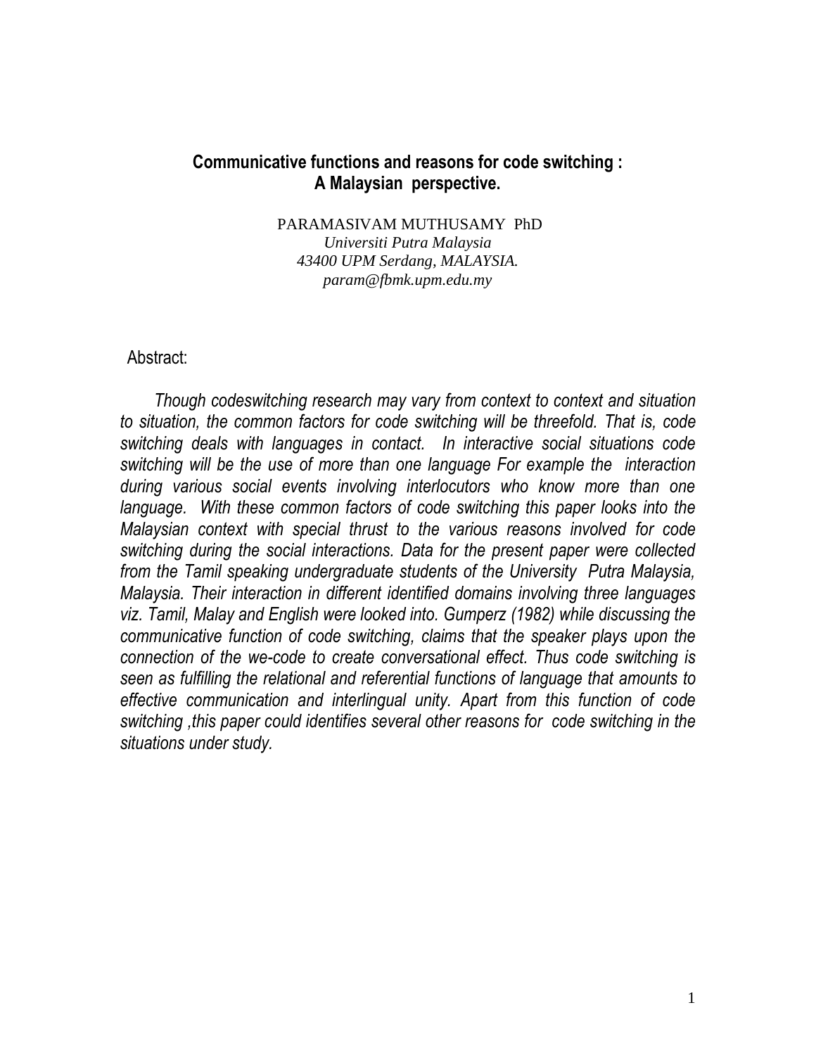# Communicative functions and reasons for code switching : A Malaysian perspective.

PARAMASIVAM MUTHUSAMY PhD
*Universiti Putra Malaysia*
*43400 UPM Serdang, MALAYSIA.*
*param@fbmk.upm.edu.my*

Abstract:

*Though codeswitching research may vary from context to context and situation to situation, the common factors for code switching will be threefold. That is, code switching deals with languages in contact. In interactive social situations code switching will be the use of more than one language For example the interaction during various social events involving interlocutors who know more than one language. With these common factors of code switching this paper looks into the Malaysian context with special thrust to the various reasons involved for code switching during the social interactions. Data for the present paper were collected from the Tamil speaking undergraduate students of the University Putra Malaysia, Malaysia. Their interaction in different identified domains involving three languages viz. Tamil, Malay and English were looked into. Gumperz (1982) while discussing the communicative function of code switching, claims that the speaker plays upon the connection of the we-code to create conversational effect. Thus code switching is seen as fulfilling the relational and referential functions of language that amounts to effective communication and interlingual unity. Apart from this function of code switching ,this paper could identifies several other reasons for code switching in the situations under study.*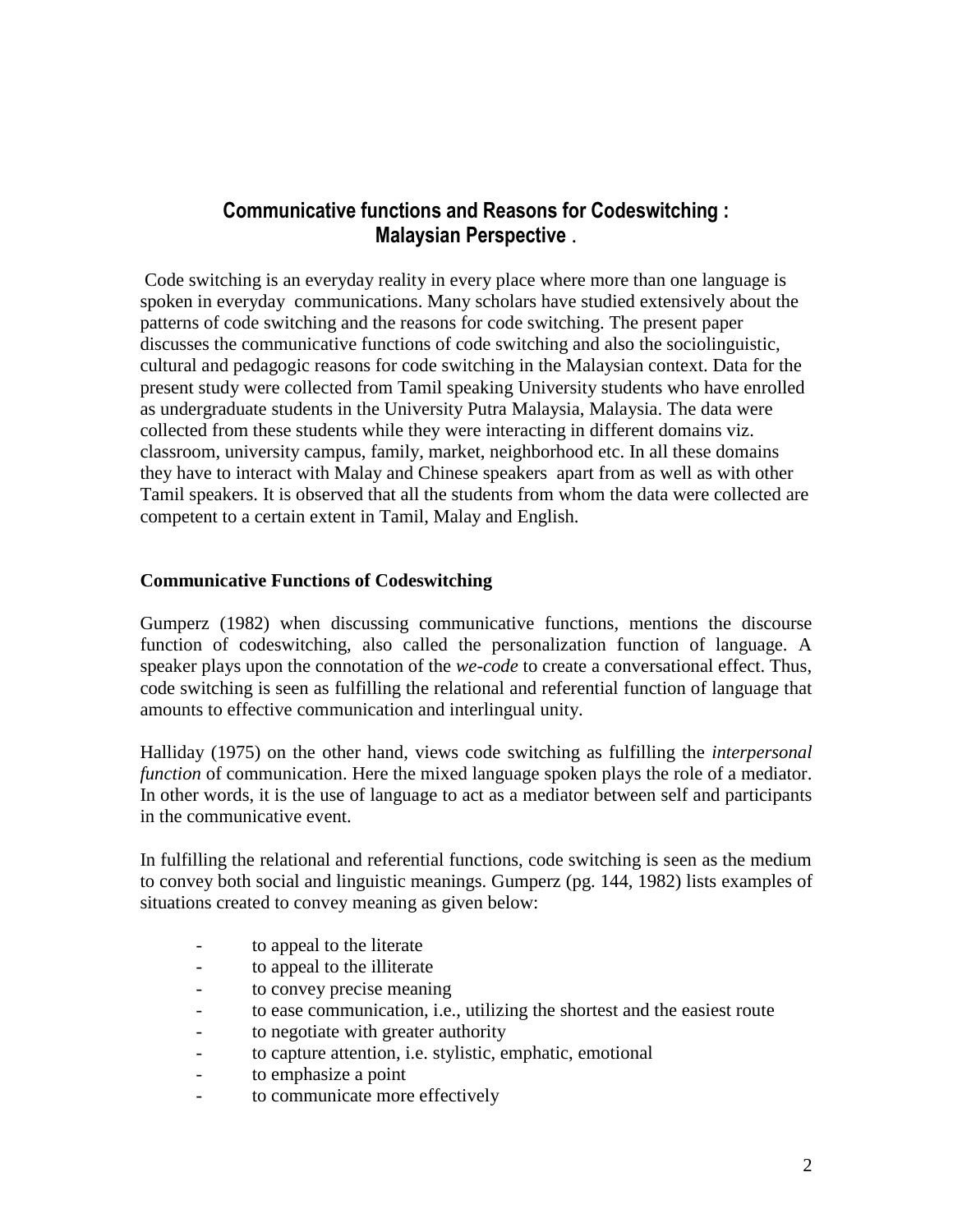# Communicative functions and Reasons for Codeswitching : Malaysian Perspective .

Code switching is an everyday reality in every place where more than one language is spoken in everyday communications. Many scholars have studied extensively about the patterns of code switching and the reasons for code switching. The present paper discusses the communicative functions of code switching and also the sociolinguistic, cultural and pedagogic reasons for code switching in the Malaysian context. Data for the present study were collected from Tamil speaking University students who have enrolled as undergraduate students in the University Putra Malaysia, Malaysia. The data were collected from these students while they were interacting in different domains viz. classroom, university campus, family, market, neighborhood etc. In all these domains they have to interact with Malay and Chinese speakers apart from as well as with other Tamil speakers. It is observed that all the students from whom the data were collected are competent to a certain extent in Tamil, Malay and English.

## Communicative Functions of Codeswitching

Gumperz (1982) when discussing communicative functions, mentions the discourse function of codeswitching, also called the personalization function of language. A speaker plays upon the connotation of the *we-code* to create a conversational effect. Thus, code switching is seen as fulfilling the relational and referential function of language that amounts to effective communication and interlingual unity.

Halliday (1975) on the other hand, views code switching as fulfilling the *interpersonal function* of communication. Here the mixed language spoken plays the role of a mediator. In other words, it is the use of language to act as a mediator between self and participants in the communicative event.

In fulfilling the relational and referential functions, code switching is seen as the medium to convey both social and linguistic meanings. Gumperz (pg. 144, 1982) lists examples of situations created to convey meaning as given below:

- to appeal to the literate
- to appeal to the illiterate
- to convey precise meaning
- to ease communication, i.e., utilizing the shortest and the easiest route
- to negotiate with greater authority
- to capture attention, i.e. stylistic, emphatic, emotional
- to emphasize a point
- to communicate more effectively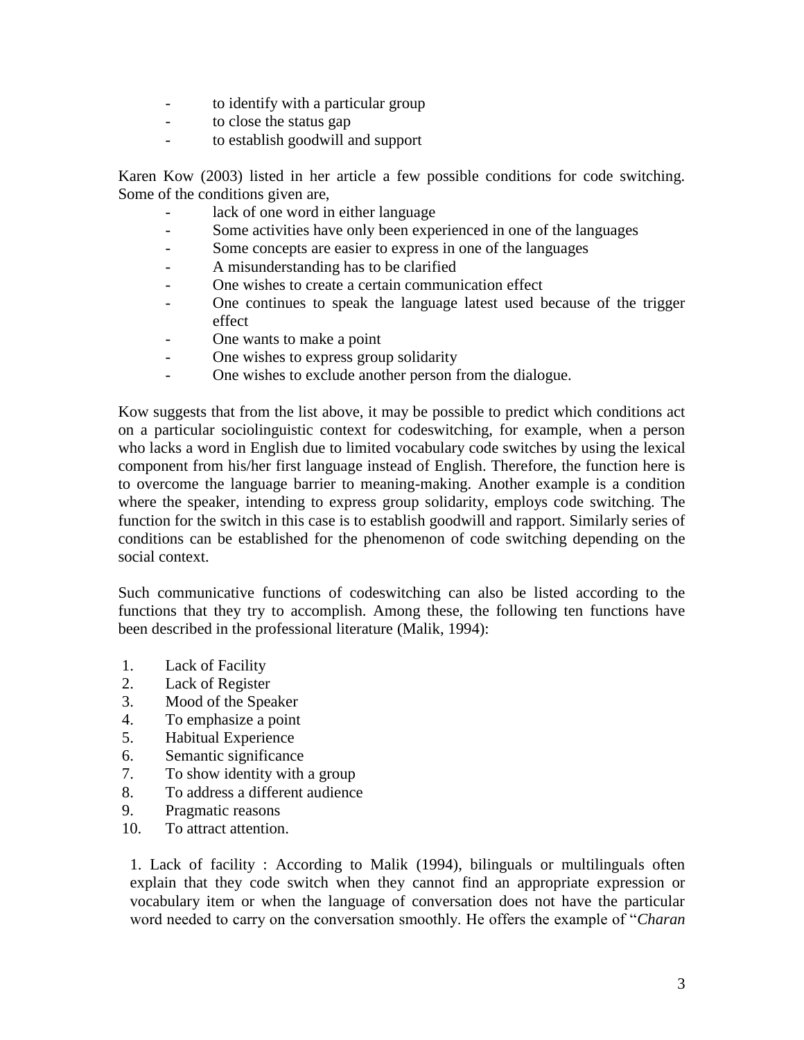- to identify with a particular group
- to close the status gap
- to establish goodwill and support

Karen Kow (2003) listed in her article a few possible conditions for code switching. Some of the conditions given are,

- lack of one word in either language
- Some activities have only been experienced in one of the languages
- Some concepts are easier to express in one of the languages
- A misunderstanding has to be clarified
- One wishes to create a certain communication effect
- One continues to speak the language latest used because of the trigger effect
- One wants to make a point
- One wishes to express group solidarity
- One wishes to exclude another person from the dialogue.

Kow suggests that from the list above, it may be possible to predict which conditions act on a particular sociolinguistic context for codeswitching, for example, when a person who lacks a word in English due to limited vocabulary code switches by using the lexical component from his/her first language instead of English. Therefore, the function here is to overcome the language barrier to meaning-making. Another example is a condition where the speaker, intending to express group solidarity, employs code switching. The function for the switch in this case is to establish goodwill and rapport. Similarly series of conditions can be established for the phenomenon of code switching depending on the social context.

Such communicative functions of codeswitching can also be listed according to the functions that they try to accomplish. Among these, the following ten functions have been described in the professional literature (Malik, 1994):

1. Lack of Facility
2. Lack of Register
3. Mood of the Speaker
4. To emphasize a point
5. Habitual Experience
6. Semantic significance
7. To show identity with a group
8. To address a different audience
9. Pragmatic reasons
10. To attract attention.

1. Lack of facility : According to Malik (1994), bilinguals or multilinguals often explain that they code switch when they cannot find an appropriate expression or vocabulary item or when the language of conversation does not have the particular word needed to carry on the conversation smoothly. He offers the example of "*Charan*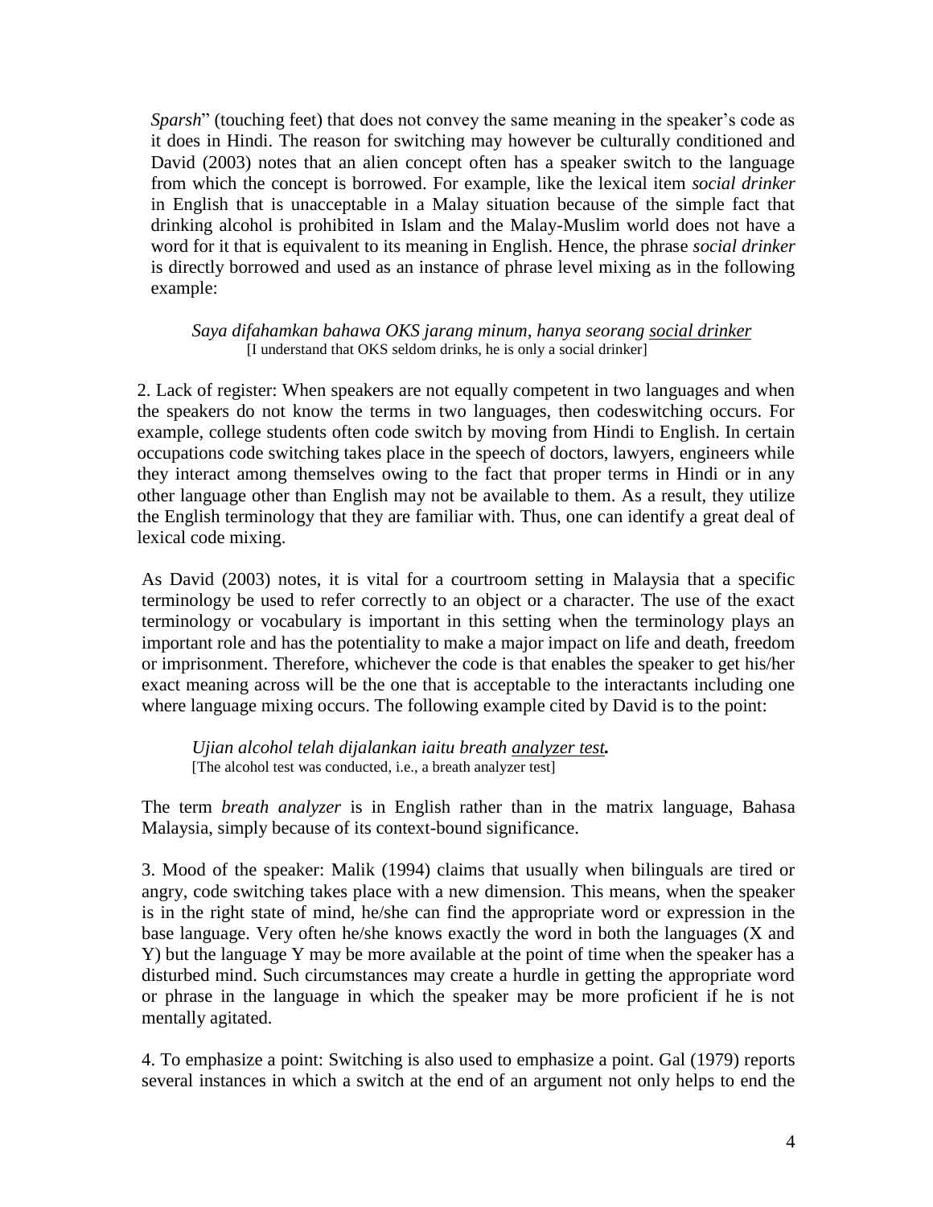*Sparsh*" (touching feet) that does not convey the same meaning in the speaker's code as it does in Hindi. The reason for switching may however be culturally conditioned and David (2003) notes that an alien concept often has a speaker switch to the language from which the concept is borrowed. For example, like the lexical item *social drinker* in English that is unacceptable in a Malay situation because of the simple fact that drinking alcohol is prohibited in Islam and the Malay-Muslim world does not have a word for it that is equivalent to its meaning in English. Hence, the phrase *social drinker* is directly borrowed and used as an instance of phrase level mixing as in the following example:

> *Saya difahamkan bahawa OKS jarang minum, hanya seorang* <u>*social drinker*</u>
> [I understand that OKS seldom drinks, he is only a social drinker]

2. Lack of register: When speakers are not equally competent in two languages and when the speakers do not know the terms in two languages, then codeswitching occurs. For example, college students often code switch by moving from Hindi to English. In certain occupations code switching takes place in the speech of doctors, lawyers, engineers while they interact among themselves owing to the fact that proper terms in Hindi or in any other language other than English may not be available to them. As a result, they utilize the English terminology that they are familiar with. Thus, one can identify a great deal of lexical code mixing.

As David (2003) notes, it is vital for a courtroom setting in Malaysia that a specific terminology be used to refer correctly to an object or a character. The use of the exact terminology or vocabulary is important in this setting when the terminology plays an important role and has the potentiality to make a major impact on life and death, freedom or imprisonment. Therefore, whichever the code is that enables the speaker to get his/her exact meaning across will be the one that is acceptable to the interactants including one where language mixing occurs. The following example cited by David is to the point:

> *Ujian alcohol telah dijalankan iaitu breath* <u>*analyzer test*</u>***.***
> [The alcohol test was conducted, i.e., a breath analyzer test]

The term *breath analyzer* is in English rather than in the matrix language, Bahasa Malaysia, simply because of its context-bound significance.

3. Mood of the speaker: Malik (1994) claims that usually when bilinguals are tired or angry, code switching takes place with a new dimension. This means, when the speaker is in the right state of mind, he/she can find the appropriate word or expression in the base language. Very often he/she knows exactly the word in both the languages (X and Y) but the language Y may be more available at the point of time when the speaker has a disturbed mind. Such circumstances may create a hurdle in getting the appropriate word or phrase in the language in which the speaker may be more proficient if he is not mentally agitated.

4. To emphasize a point: Switching is also used to emphasize a point. Gal (1979) reports several instances in which a switch at the end of an argument not only helps to end the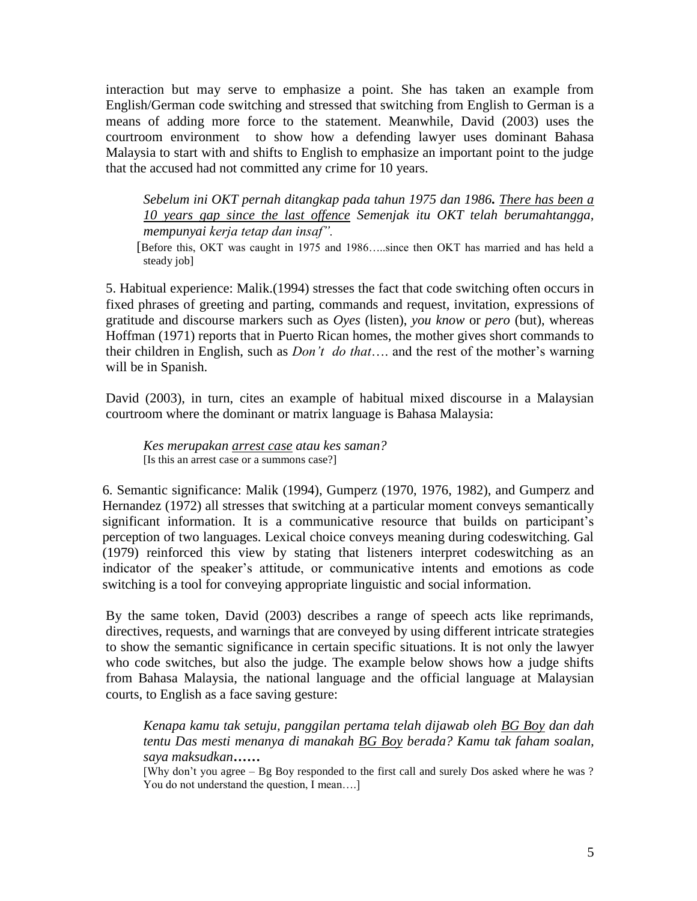interaction but may serve to emphasize a point. She has taken an example from English/German code switching and stressed that switching from English to German is a means of adding more force to the statement. Meanwhile, David (2003) uses the courtroom environment to show how a defending lawyer uses dominant Bahasa Malaysia to start with and shifts to English to emphasize an important point to the judge that the accused had not committed any crime for 10 years.

> *Sebelum ini OKT pernah ditangkap pada tahun 1975 dan 1986.* <u>*There has been a 10 years gap since the last offence*</u> *Semenjak itu OKT telah berumahtangga, mempunyai kerja tetap dan insaf".*
>
> [Before this, OKT was caught in 1975 and 1986…..since then OKT has married and has held a steady job]

5. Habitual experience: Malik.(1994) stresses the fact that code switching often occurs in fixed phrases of greeting and parting, commands and request, invitation, expressions of gratitude and discourse markers such as *Oyes* (listen), *you know* or *pero* (but), whereas Hoffman (1971) reports that in Puerto Rican homes, the mother gives short commands to their children in English, such as *Don't do that*…. and the rest of the mother's warning will be in Spanish.

David (2003), in turn, cites an example of habitual mixed discourse in a Malaysian courtroom where the dominant or matrix language is Bahasa Malaysia:

> *Kes merupakan* <u>*arrest case*</u> *atau kes saman?*
>
> [Is this an arrest case or a summons case?]

6. Semantic significance: Malik (1994), Gumperz (1970, 1976, 1982), and Gumperz and Hernandez (1972) all stresses that switching at a particular moment conveys semantically significant information. It is a communicative resource that builds on participant's perception of two languages. Lexical choice conveys meaning during codeswitching. Gal (1979) reinforced this view by stating that listeners interpret codeswitching as an indicator of the speaker's attitude, or communicative intents and emotions as code switching is a tool for conveying appropriate linguistic and social information.

By the same token, David (2003) describes a range of speech acts like reprimands, directives, requests, and warnings that are conveyed by using different intricate strategies to show the semantic significance in certain specific situations. It is not only the lawyer who code switches, but also the judge. The example below shows how a judge shifts from Bahasa Malaysia, the national language and the official language at Malaysian courts, to English as a face saving gesture:

> *Kenapa kamu tak setuju, panggilan pertama telah dijawab oleh* <u>*BG Boy*</u> *dan dah tentu Das mesti menanya di manakah* <u>*BG Boy*</u> *berada? Kamu tak faham soalan, saya maksudkan……*
>
> [Why don't you agree – Bg Boy responded to the first call and surely Dos asked where he was ? You do not understand the question, I mean….]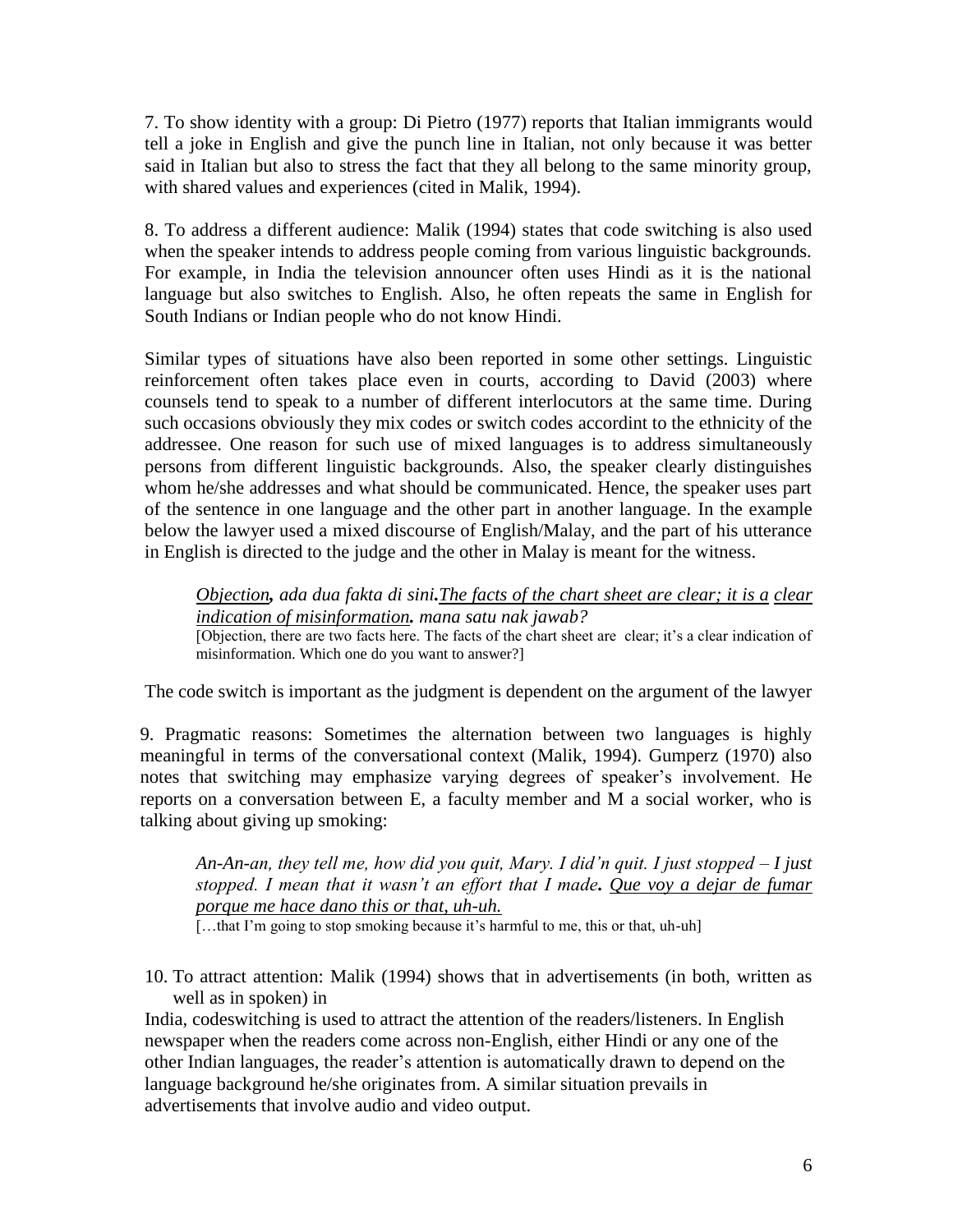7. To show identity with a group: Di Pietro (1977) reports that Italian immigrants would tell a joke in English and give the punch line in Italian, not only because it was better said in Italian but also to stress the fact that they all belong to the same minority group, with shared values and experiences (cited in Malik, 1994).

8. To address a different audience: Malik (1994) states that code switching is also used when the speaker intends to address people coming from various linguistic backgrounds. For example, in India the television announcer often uses Hindi as it is the national language but also switches to English. Also, he often repeats the same in English for South Indians or Indian people who do not know Hindi.

Similar types of situations have also been reported in some other settings. Linguistic reinforcement often takes place even in courts, according to David (2003) where counsels tend to speak to a number of different interlocutors at the same time. During such occasions obviously they mix codes or switch codes accordint to the ethnicity of the addressee. One reason for such use of mixed languages is to address simultaneously persons from different linguistic backgrounds. Also, the speaker clearly distinguishes whom he/she addresses and what should be communicated. Hence, the speaker uses part of the sentence in one language and the other part in another language. In the example below the lawyer used a mixed discourse of English/Malay, and the part of his utterance in English is directed to the judge and the other in Malay is meant for the witness.

> *<u>Objection</u>, ada dua fakta di sini.<u>The facts of the chart sheet are clear; it is a</u> <u>clear indication of misinformation</u>. mana satu nak jawab?*
>
> [Objection, there are two facts here. The facts of the chart sheet are clear; it's a clear indication of misinformation. Which one do you want to answer?]

The code switch is important as the judgment is dependent on the argument of the lawyer

9. Pragmatic reasons: Sometimes the alternation between two languages is highly meaningful in terms of the conversational context (Malik, 1994). Gumperz (1970) also notes that switching may emphasize varying degrees of speaker's involvement. He reports on a conversation between E, a faculty member and M a social worker, who is talking about giving up smoking:

> *An-An-an, they tell me, how did you quit, Mary. I did'n quit. I just stopped – I just stopped. I mean that it wasn't an effort that I made. <u>Que voy a dejar de fumar porque me hace dano this or that, uh-uh.</u>*
>
> […that I'm going to stop smoking because it's harmful to me, this or that, uh-uh]

10. To attract attention: Malik (1994) shows that in advertisements (in both, written as well as in spoken) in

India, codeswitching is used to attract the attention of the readers/listeners. In English newspaper when the readers come across non-English, either Hindi or any one of the other Indian languages, the reader's attention is automatically drawn to depend on the language background he/she originates from. A similar situation prevails in advertisements that involve audio and video output.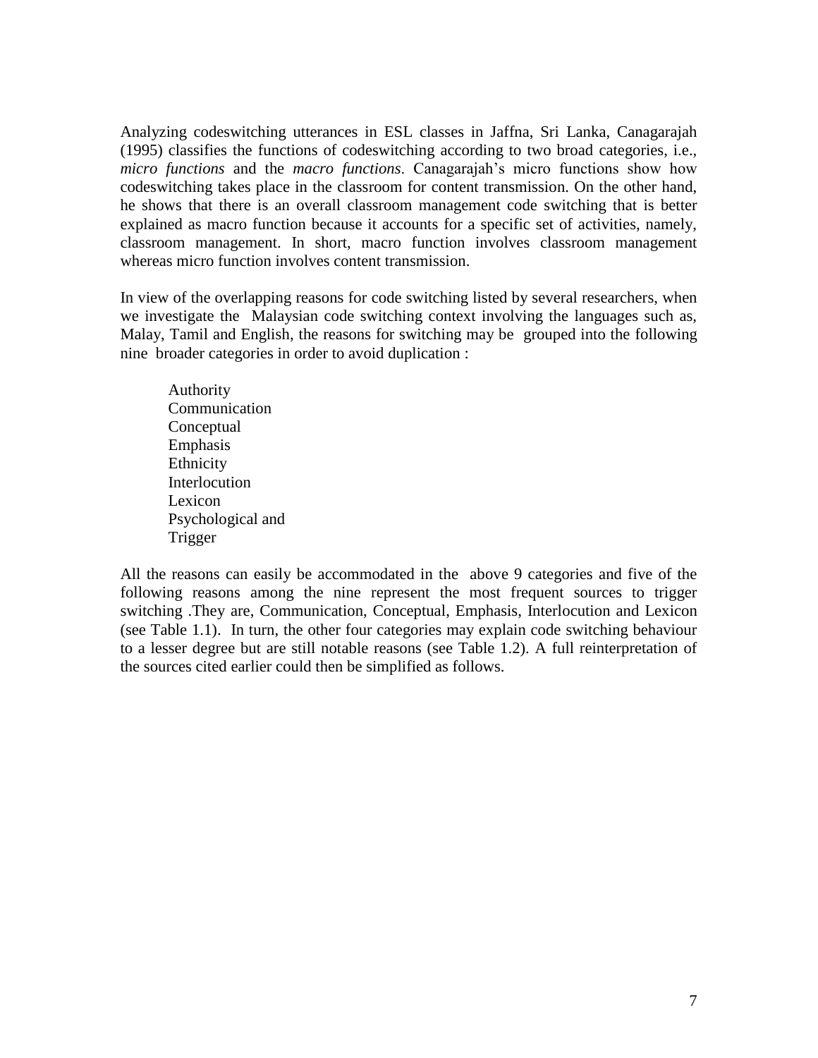Analyzing codeswitching utterances in ESL classes in Jaffna, Sri Lanka, Canagarajah (1995) classifies the functions of codeswitching according to two broad categories, i.e., *micro functions* and the *macro functions*. Canagarajah's micro functions show how codeswitching takes place in the classroom for content transmission. On the other hand, he shows that there is an overall classroom management code switching that is better explained as macro function because it accounts for a specific set of activities, namely, classroom management. In short, macro function involves classroom management whereas micro function involves content transmission.

In view of the overlapping reasons for code switching listed by several researchers, when we investigate the Malaysian code switching context involving the languages such as, Malay, Tamil and English, the reasons for switching may be grouped into the following nine broader categories in order to avoid duplication :

Authority
Communication
Conceptual
Emphasis
Ethnicity
Interlocution
Lexicon
Psychological and
Trigger

All the reasons can easily be accommodated in the above 9 categories and five of the following reasons among the nine represent the most frequent sources to trigger switching .They are, Communication, Conceptual, Emphasis, Interlocution and Lexicon (see Table 1.1). In turn, the other four categories may explain code switching behaviour to a lesser degree but are still notable reasons (see Table 1.2). A full reinterpretation of the sources cited earlier could then be simplified as follows.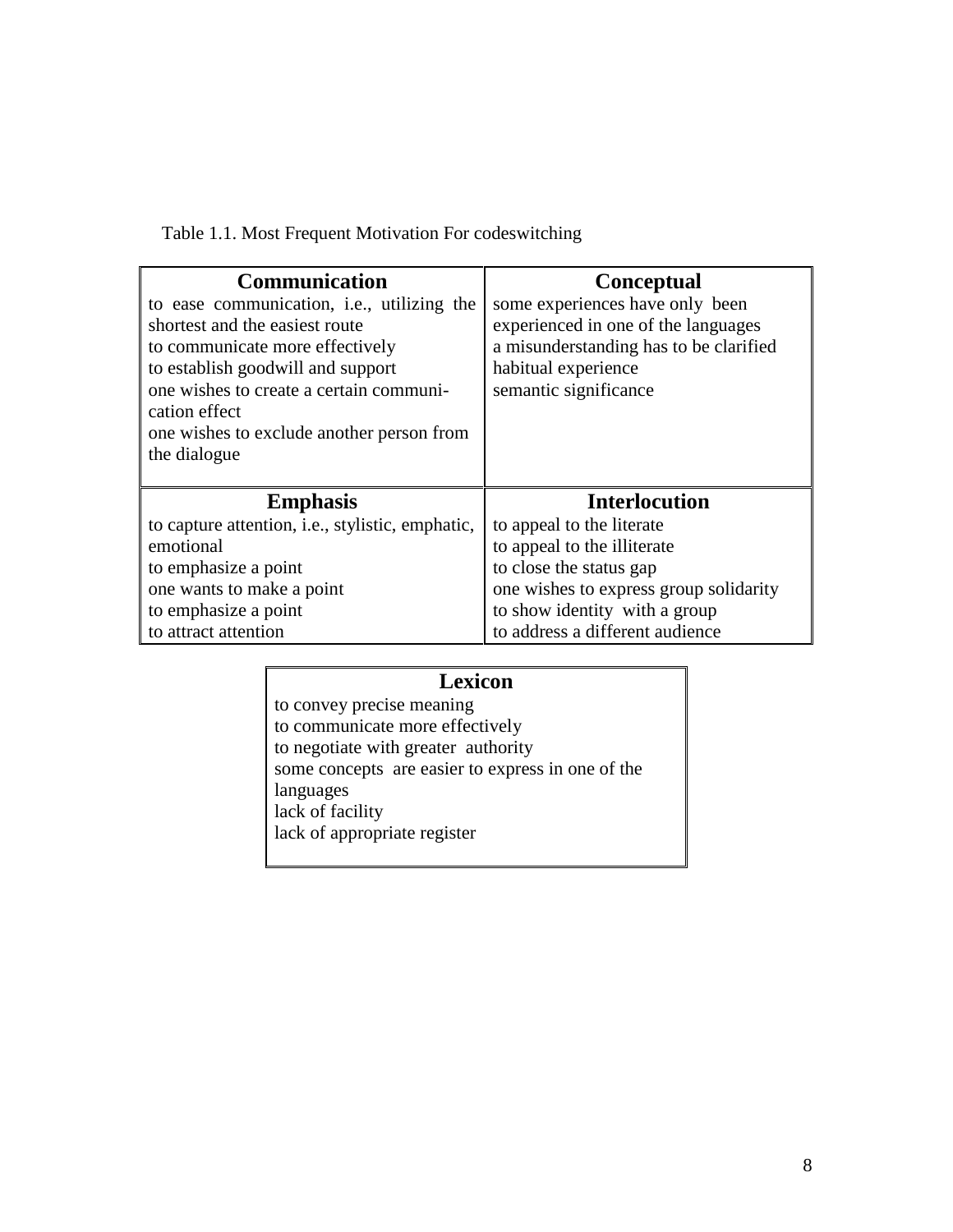Table 1.1. Most Frequent Motivation For codeswitching

| **Communication** | **Conceptual** |
|---|---|
| to ease communication, i.e., utilizing the shortest and the easiest route<br>to communicate more effectively<br>to establish goodwill and support<br>one wishes to create a certain communi-cation effect<br>one wishes to exclude another person from the dialogue | some experiences have only been experienced in one of the languages<br>a misunderstanding has to be clarified<br>habitual experience<br>semantic significance |
| **Emphasis** | **Interlocution** |
| to capture attention, i.e., stylistic, emphatic, emotional<br>to emphasize a point<br>one wants to make a point<br>to emphasize a point<br>to attract attention | to appeal to the literate<br>to appeal to the illiterate<br>to close the status gap<br>one wishes to express group solidarity<br>to show identity with a group<br>to address a different audience |

| **Lexicon** |
|---|
| to convey precise meaning<br>to communicate more effectively<br>to negotiate with greater authority<br>some concepts are easier to express in one of the languages<br>lack of facility<br>lack of appropriate register |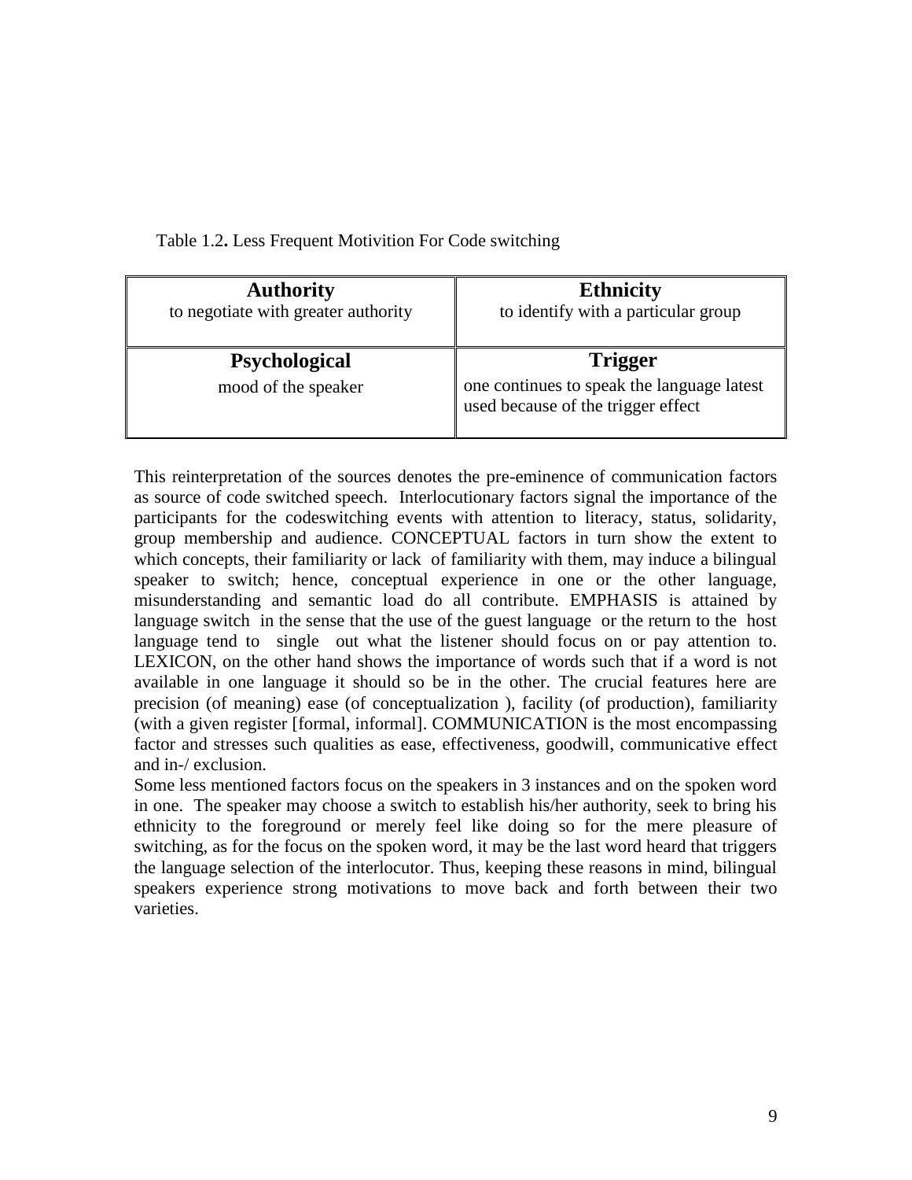Table 1.2**.** Less Frequent Motivition For Code switching

| **Authority** to negotiate with greater authority | **Ethnicity** to identify with a particular group |
|---|---|
| **Psychological** mood of the speaker | **Trigger** one continues to speak the language latest used because of the trigger effect |

This reinterpretation of the sources denotes the pre-eminence of communication factors as source of code switched speech. Interlocutionary factors signal the importance of the participants for the codeswitching events with attention to literacy, status, solidarity, group membership and audience. CONCEPTUAL factors in turn show the extent to which concepts, their familiarity or lack of familiarity with them, may induce a bilingual speaker to switch; hence, conceptual experience in one or the other language, misunderstanding and semantic load do all contribute. EMPHASIS is attained by language switch in the sense that the use of the guest language or the return to the host language tend to single out what the listener should focus on or pay attention to. LEXICON, on the other hand shows the importance of words such that if a word is not available in one language it should so be in the other. The crucial features here are precision (of meaning) ease (of conceptualization ), facility (of production), familiarity (with a given register [formal, informal]. COMMUNICATION is the most encompassing factor and stresses such qualities as ease, effectiveness, goodwill, communicative effect and in-/ exclusion.

Some less mentioned factors focus on the speakers in 3 instances and on the spoken word in one. The speaker may choose a switch to establish his/her authority, seek to bring his ethnicity to the foreground or merely feel like doing so for the mere pleasure of switching, as for the focus on the spoken word, it may be the last word heard that triggers the language selection of the interlocutor. Thus, keeping these reasons in mind, bilingual speakers experience strong motivations to move back and forth between their two varieties.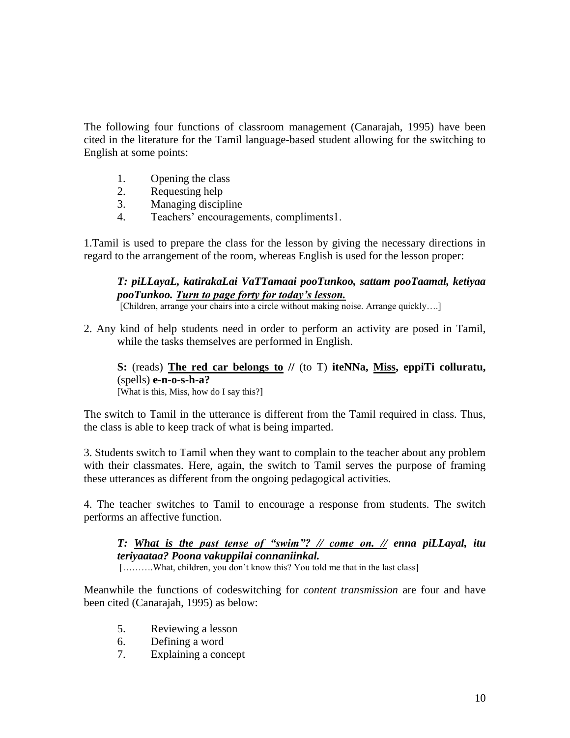The following four functions of classroom management (Canarajah, 1995) have been cited in the literature for the Tamil language-based student allowing for the switching to English at some points:

1. Opening the class
2. Requesting help
3. Managing discipline
4. Teachers' encouragements, compliments1.

1.Tamil is used to prepare the class for the lesson by giving the necessary directions in regard to the arrangement of the room, whereas English is used for the lesson proper:

> ***T: piLLayaL, katirakaLai VaTTamaai pooTunkoo, sattam pooTaamal, ketiyaa pooTunkoo. <u>Turn to page forty for today's lesson.</u>***
> [Children, arrange your chairs into a circle without making noise. Arrange quickly….]

2. Any kind of help students need in order to perform an activity are posed in Tamil, while the tasks themselves are performed in English.

> **S:** (reads) **<u>The red car belongs to</u> //** (to T) **iteNNa, <u>Miss</u>, eppiTi colluratu,** (spells) **e-n-o-s-h-a?**
> [What is this, Miss, how do I say this?]

The switch to Tamil in the utterance is different from the Tamil required in class. Thus, the class is able to keep track of what is being imparted.

3. Students switch to Tamil when they want to complain to the teacher about any problem with their classmates. Here, again, the switch to Tamil serves the purpose of framing these utterances as different from the ongoing pedagogical activities.

4. The teacher switches to Tamil to encourage a response from students. The switch performs an affective function.

> ***T: <u>What is the past tense of "swim"? // come on. //</u> enna piLLayal, itu teriyaataa? Poona vakuppilai connaniinkal.***
> [……….What, children, you don't know this? You told me that in the last class]

Meanwhile the functions of codeswitching for *content transmission* are four and have been cited (Canarajah, 1995) as below:

5. Reviewing a lesson
6. Defining a word
7. Explaining a concept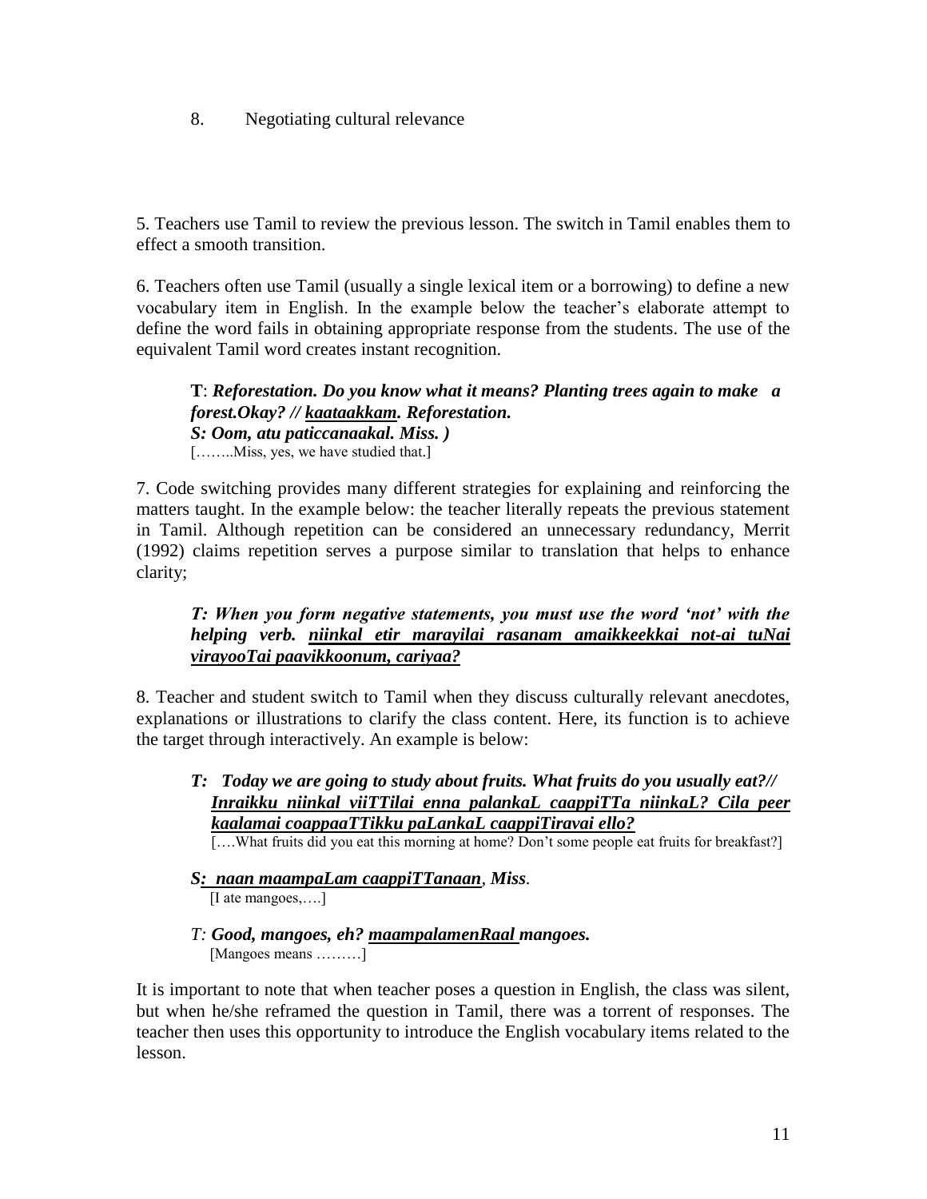8. Negotiating cultural relevance

5. Teachers use Tamil to review the previous lesson. The switch in Tamil enables them to effect a smooth transition.

6. Teachers often use Tamil (usually a single lexical item or a borrowing) to define a new vocabulary item in English. In the example below the teacher's elaborate attempt to define the word fails in obtaining appropriate response from the students. The use of the equivalent Tamil word creates instant recognition.

> **T**: ***Reforestation. Do you know what it means? Planting trees again to make a forest.Okay? // <u>kaataakkam</u>. Reforestation.***
> ***S: Oom, atu paticcanaakal. Miss. )***
> [……..Miss, yes, we have studied that.]

7. Code switching provides many different strategies for explaining and reinforcing the matters taught. In the example below: the teacher literally repeats the previous statement in Tamil. Although repetition can be considered an unnecessary redundancy, Merrit (1992) claims repetition serves a purpose similar to translation that helps to enhance clarity;

> ***T: When you form negative statements, you must use the word 'not' with the helping verb. <u>niinkal etir marayilai rasanam amaikkeekkai not-ai tuNai virayooTai paavikkoonum, cariyaa?</u>***

8. Teacher and student switch to Tamil when they discuss culturally relevant anecdotes, explanations or illustrations to clarify the class content. Here, its function is to achieve the target through interactively. An example is below:

> ***T: Today we are going to study about fruits. What fruits do you usually eat?// <u>Inraikku niinkal viiTTilai enna palankaL caappiTTa niinkaL? Cila peer kaalamai coappaaTTikku paLankaL caappiTiravai ello?</u>***
> [….What fruits did you eat this morning at home? Don't some people eat fruits for breakfast?]
>
> ***S<u>: naan maampaLam caappiTTanaan</u>, Miss.***
> [I ate mangoes,….]
>
> *T:* ***Good, mangoes, eh? <u>maampalamenRaal</u> mangoes.***
> [Mangoes means ………]

It is important to note that when teacher poses a question in English, the class was silent, but when he/she reframed the question in Tamil, there was a torrent of responses. The teacher then uses this opportunity to introduce the English vocabulary items related to the lesson.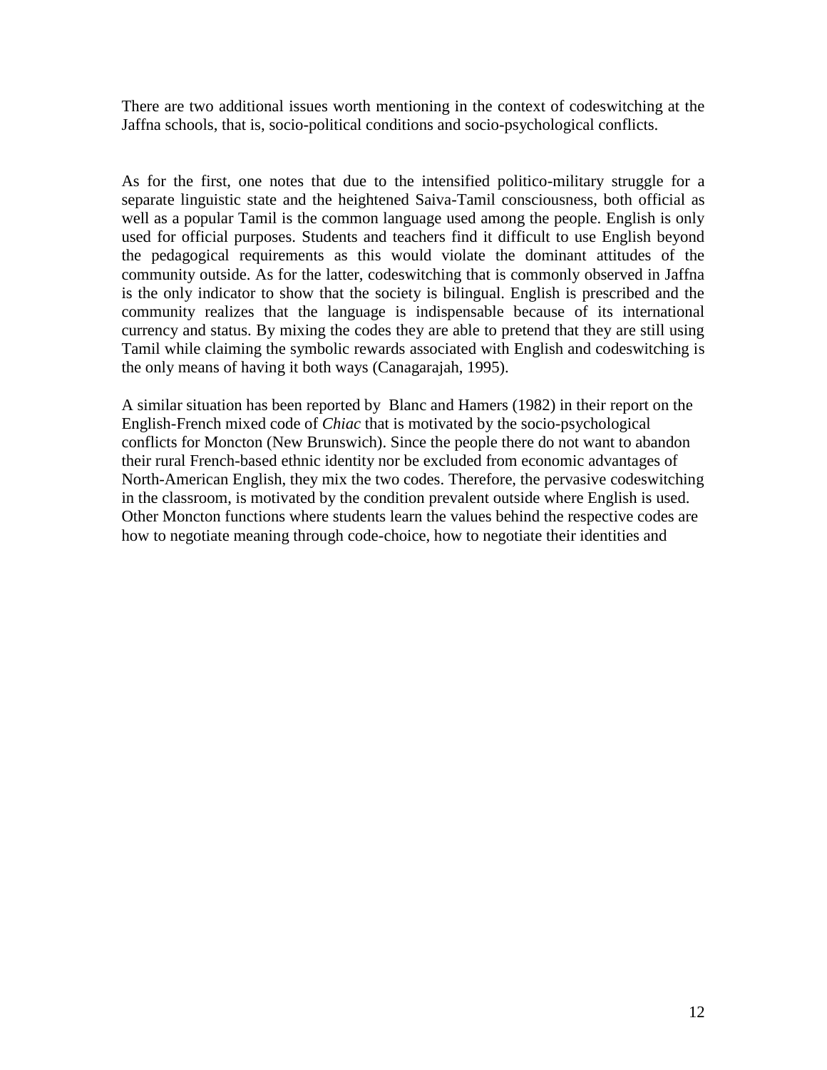There are two additional issues worth mentioning in the context of codeswitching at the Jaffna schools, that is, socio-political conditions and socio-psychological conflicts.

As for the first, one notes that due to the intensified politico-military struggle for a separate linguistic state and the heightened Saiva-Tamil consciousness, both official as well as a popular Tamil is the common language used among the people. English is only used for official purposes. Students and teachers find it difficult to use English beyond the pedagogical requirements as this would violate the dominant attitudes of the community outside. As for the latter, codeswitching that is commonly observed in Jaffna is the only indicator to show that the society is bilingual. English is prescribed and the community realizes that the language is indispensable because of its international currency and status. By mixing the codes they are able to pretend that they are still using Tamil while claiming the symbolic rewards associated with English and codeswitching is the only means of having it both ways (Canagarajah, 1995).

A similar situation has been reported by Blanc and Hamers (1982) in their report on the English-French mixed code of *Chiac* that is motivated by the socio-psychological conflicts for Moncton (New Brunswich). Since the people there do not want to abandon their rural French-based ethnic identity nor be excluded from economic advantages of North-American English, they mix the two codes. Therefore, the pervasive codeswitching in the classroom, is motivated by the condition prevalent outside where English is used. Other Moncton functions where students learn the values behind the respective codes are how to negotiate meaning through code-choice, how to negotiate their identities and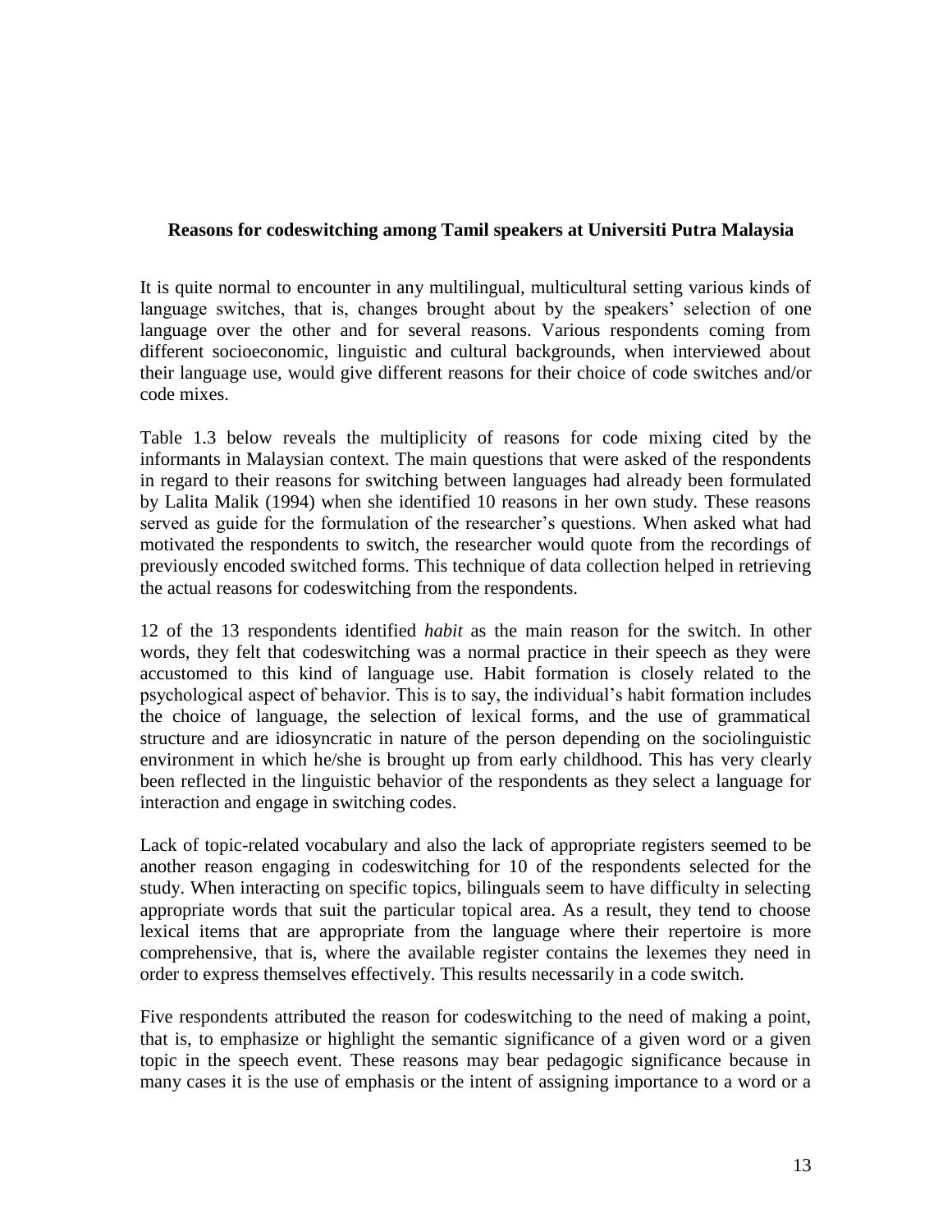**Reasons for codeswitching among Tamil speakers at Universiti Putra Malaysia**

It is quite normal to encounter in any multilingual, multicultural setting various kinds of language switches, that is, changes brought about by the speakers' selection of one language over the other and for several reasons. Various respondents coming from different socioeconomic, linguistic and cultural backgrounds, when interviewed about their language use, would give different reasons for their choice of code switches and/or code mixes.

Table 1.3 below reveals the multiplicity of reasons for code mixing cited by the informants in Malaysian context. The main questions that were asked of the respondents in regard to their reasons for switching between languages had already been formulated by Lalita Malik (1994) when she identified 10 reasons in her own study. These reasons served as guide for the formulation of the researcher's questions. When asked what had motivated the respondents to switch, the researcher would quote from the recordings of previously encoded switched forms. This technique of data collection helped in retrieving the actual reasons for codeswitching from the respondents.

12 of the 13 respondents identified *habit* as the main reason for the switch. In other words, they felt that codeswitching was a normal practice in their speech as they were accustomed to this kind of language use. Habit formation is closely related to the psychological aspect of behavior. This is to say, the individual's habit formation includes the choice of language, the selection of lexical forms, and the use of grammatical structure and are idiosyncratic in nature of the person depending on the sociolinguistic environment in which he/she is brought up from early childhood. This has very clearly been reflected in the linguistic behavior of the respondents as they select a language for interaction and engage in switching codes.

Lack of topic-related vocabulary and also the lack of appropriate registers seemed to be another reason engaging in codeswitching for 10 of the respondents selected for the study. When interacting on specific topics, bilinguals seem to have difficulty in selecting appropriate words that suit the particular topical area. As a result, they tend to choose lexical items that are appropriate from the language where their repertoire is more comprehensive, that is, where the available register contains the lexemes they need in order to express themselves effectively. This results necessarily in a code switch.

Five respondents attributed the reason for codeswitching to the need of making a point, that is, to emphasize or highlight the semantic significance of a given word or a given topic in the speech event. These reasons may bear pedagogic significance because in many cases it is the use of emphasis or the intent of assigning importance to a word or a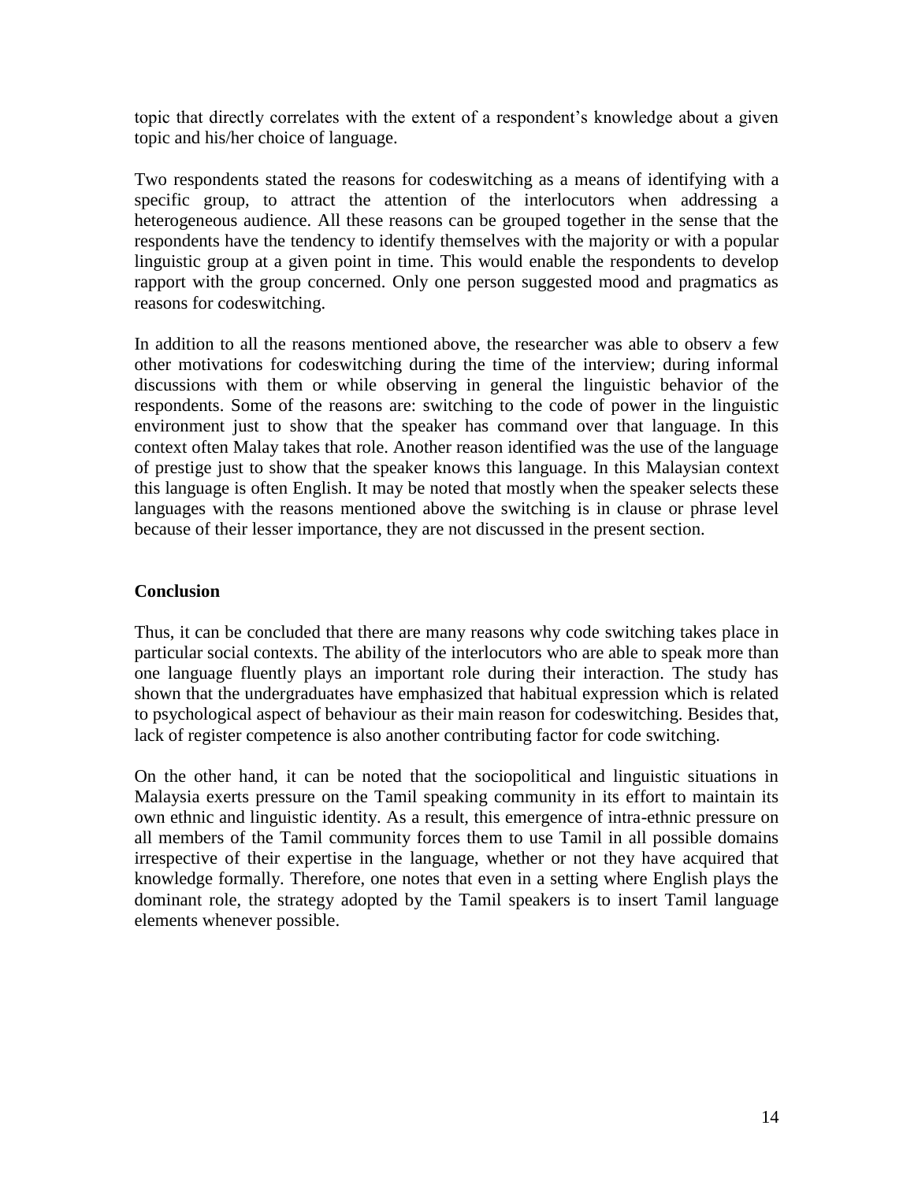topic that directly correlates with the extent of a respondent's knowledge about a given topic and his/her choice of language.

Two respondents stated the reasons for codeswitching as a means of identifying with a specific group, to attract the attention of the interlocutors when addressing a heterogeneous audience. All these reasons can be grouped together in the sense that the respondents have the tendency to identify themselves with the majority or with a popular linguistic group at a given point in time. This would enable the respondents to develop rapport with the group concerned. Only one person suggested mood and pragmatics as reasons for codeswitching.

In addition to all the reasons mentioned above, the researcher was able to observ a few other motivations for codeswitching during the time of the interview; during informal discussions with them or while observing in general the linguistic behavior of the respondents. Some of the reasons are: switching to the code of power in the linguistic environment just to show that the speaker has command over that language. In this context often Malay takes that role. Another reason identified was the use of the language of prestige just to show that the speaker knows this language. In this Malaysian context this language is often English. It may be noted that mostly when the speaker selects these languages with the reasons mentioned above the switching is in clause or phrase level because of their lesser importance, they are not discussed in the present section.

**Conclusion**

Thus, it can be concluded that there are many reasons why code switching takes place in particular social contexts. The ability of the interlocutors who are able to speak more than one language fluently plays an important role during their interaction. The study has shown that the undergraduates have emphasized that habitual expression which is related to psychological aspect of behaviour as their main reason for codeswitching. Besides that, lack of register competence is also another contributing factor for code switching.

On the other hand, it can be noted that the sociopolitical and linguistic situations in Malaysia exerts pressure on the Tamil speaking community in its effort to maintain its own ethnic and linguistic identity. As a result, this emergence of intra-ethnic pressure on all members of the Tamil community forces them to use Tamil in all possible domains irrespective of their expertise in the language, whether or not they have acquired that knowledge formally. Therefore, one notes that even in a setting where English plays the dominant role, the strategy adopted by the Tamil speakers is to insert Tamil language elements whenever possible.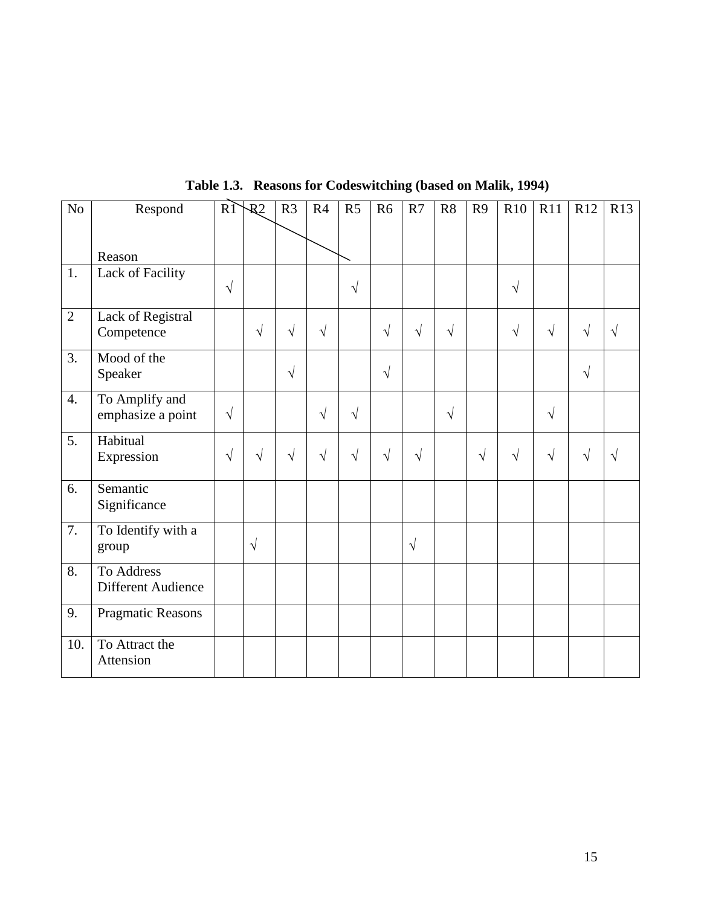**Table 1.3. Reasons for Codeswitching (based on Malik, 1994)**

| No | Respond / Reason | R1 | R2 | R3 | R4 | R5 | R6 | R7 | R8 | R9 | R10 | R11 | R12 | R13 |
|---|---|---|---|---|---|---|---|---|---|---|---|---|---|---|
| 1. | Lack of Facility | √ | | | | √ | | | | | √ | | | |
| 2 | Lack of Registral Competence | | √ | √ | √ | | √ | √ | √ | | √ | √ | √ | √ |
| 3. | Mood of the Speaker | | | √ | | | √ | | | | | | √ | |
| 4. | To Amplify and emphasize a point | √ | | | √ | √ | | | √ | | | √ | | |
| 5. | Habitual Expression | √ | √ | √ | √ | √ | √ | √ | | √ | √ | √ | √ | √ |
| 6. | Semantic Significance | | | | | | | | | | | | | |
| 7. | To Identify with a group | | √ | | | | | √ | | | | | | |
| 8. | To Address Different Audience | | | | | | | | | | | | | |
| 9. | Pragmatic Reasons | | | | | | | | | | | | | |
| 10. | To Attract the Attension | | | | | | | | | | | | | |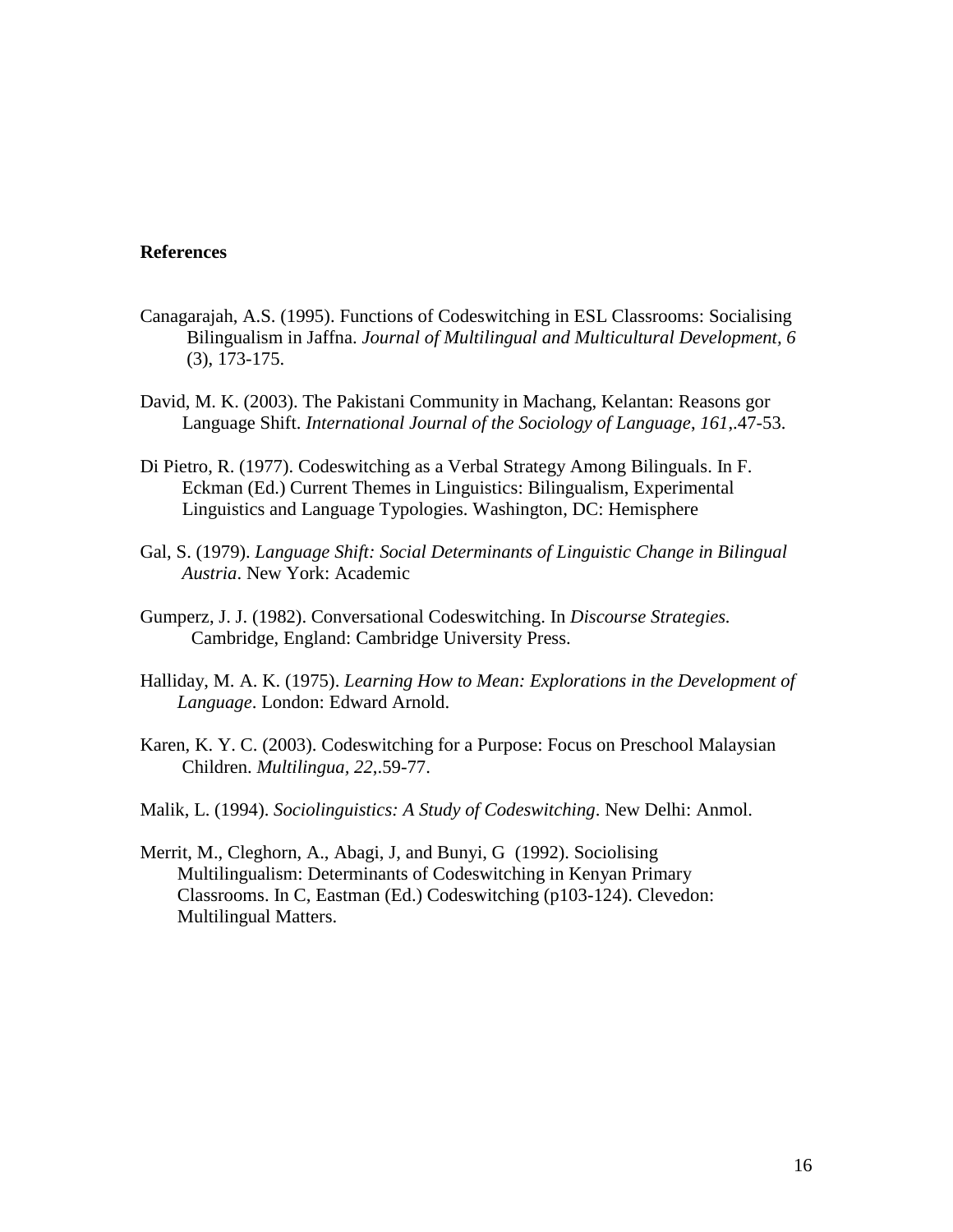**References**

Canagarajah, A.S. (1995). Functions of Codeswitching in ESL Classrooms: Socialising Bilingualism in Jaffna. *Journal of Multilingual and Multicultural Development*, *6* (3), 173-175.

David, M. K. (2003). The Pakistani Community in Machang, Kelantan: Reasons gor Language Shift. *International Journal of the Sociology of Language*, *161*,.47-53.

Di Pietro, R. (1977). Codeswitching as a Verbal Strategy Among Bilinguals. In F. Eckman (Ed.) Current Themes in Linguistics: Bilingualism, Experimental Linguistics and Language Typologies. Washington, DC: Hemisphere

Gal, S. (1979). *Language Shift: Social Determinants of Linguistic Change in Bilingual Austria*. New York: Academic

Gumperz, J. J. (1982). Conversational Codeswitching. In *Discourse Strategies.* Cambridge, England: Cambridge University Press.

Halliday, M. A. K. (1975). *Learning How to Mean: Explorations in the Development of Language*. London: Edward Arnold.

Karen, K. Y. C. (2003). Codeswitching for a Purpose: Focus on Preschool Malaysian Children. *Multilingua*, *22*,.59-77.

Malik, L. (1994). *Sociolinguistics: A Study of Codeswitching*. New Delhi: Anmol.

Merrit, M., Cleghorn, A., Abagi, J, and Bunyi, G (1992). Sociolising Multilingualism: Determinants of Codeswitching in Kenyan Primary Classrooms. In C, Eastman (Ed.) Codeswitching (p103-124). Clevedon: Multilingual Matters.